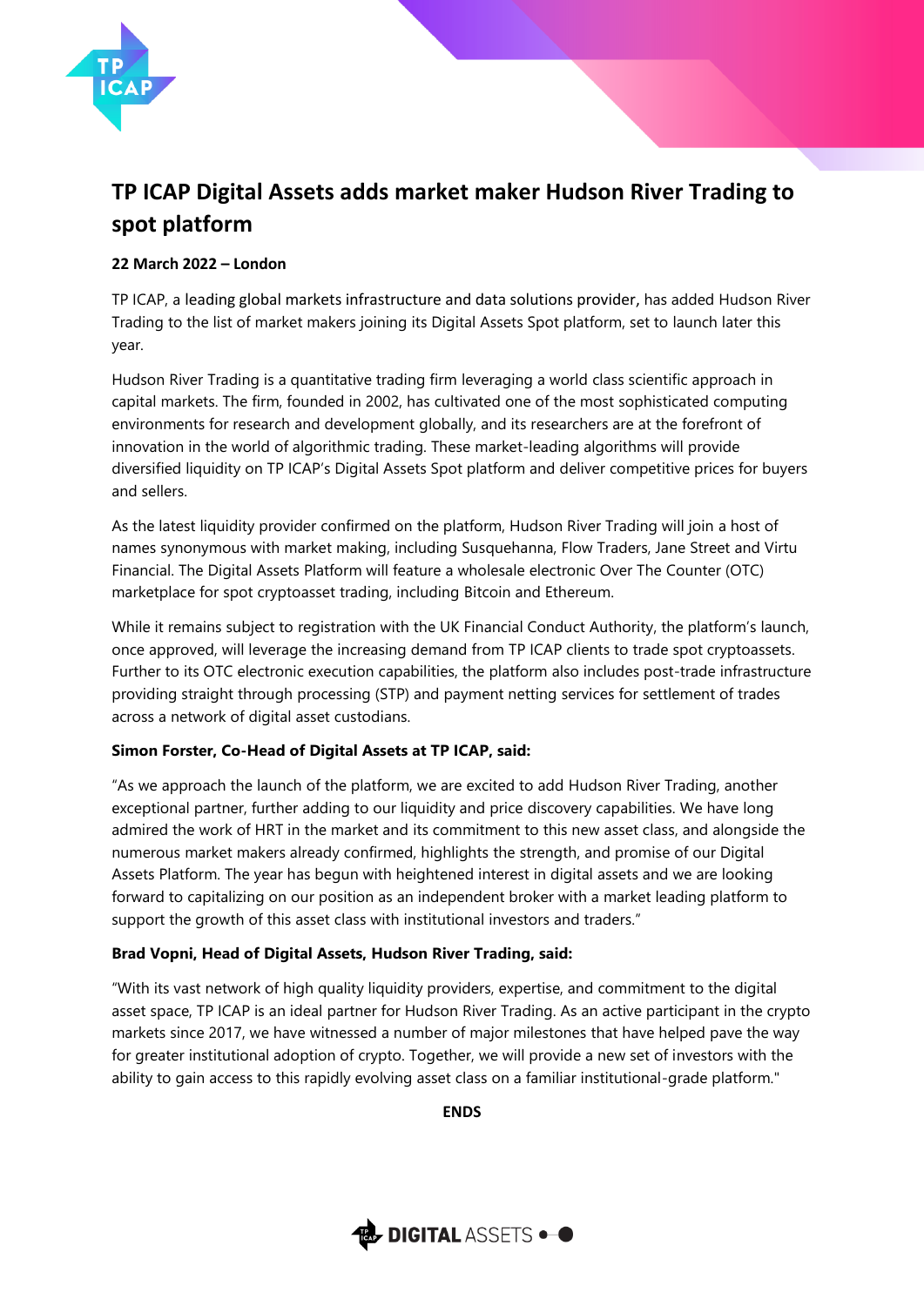# TP ICAP Digital Assets adds market maker Hudson River Trading to spot platform

**22 March 2022 – London**

TP ICAP, a leading global markets infrastructure and data solutions provider, has added Hudson River Trading to the list of market makers joining its Digital Assets Spot platform, set to launch later this year.

Hudson River Trading is a quantitative trading firm leveraging a world class scientific approach in capital markets. The firm, founded in 2002, has cultivated one of the most sophisticated computing environments for research and development globally, and its researchers are at the forefront of innovation in the world of algorithmic trading. These market-leading algorithms will provide diversified liquidity on TP ICAP's Digital Assets Spot platform and deliver competitive prices for buyers and sellers.

As the latest liquidity provider confirmed on the platform, Hudson River Trading will join a host of names synonymous with market making, including Susquehanna, Flow Traders, Jane Street and Virtu Financial. The Digital Assets Platform will feature a wholesale electronic Over The Counter (OTC) marketplace for spot cryptoasset trading, including Bitcoin and Ethereum.

While it remains subject to registration with the UK Financial Conduct Authority, the platform's launch, once approved, will leverage the increasing demand from TP ICAP clients to trade spot cryptoassets. Further to its OTC electronic execution capabilities, the platform also includes post-trade infrastructure providing straight through processing (STP) and payment netting services for settlement of trades across a network of digital asset custodians.

**Simon Forster, Co-Head of Digital Assets at TP ICAP, said:**

"As we approach the launch of the platform, we are excited to add Hudson River Trading, another exceptional partner, further adding to our liquidity and price discovery capabilities. We have long admired the work of HRT in the market and its commitment to this new asset class, and alongside the numerous market makers already confirmed, highlights the strength, and promise of our Digital Assets Platform. The year has begun with heightened interest in digital assets and we are looking forward to capitalizing on our position as an independent broker with a market leading platform to support the growth of this asset class with institutional investors and traders."

**Brad Vopni, Head of Digital Assets, Hudson River Trading, said:**

"With its vast network of high quality liquidity providers, expertise, and commitment to the digital asset space, TP ICAP is an ideal partner for Hudson River Trading. As an active participant in the crypto markets since 2017, we have witnessed a number of major milestones that have helped pave the way for greater institutional adoption of crypto. Together, we will provide a new set of investors with the ability to gain access to this rapidly evolving asset class on a familiar institutional-grade platform."

**ENDS**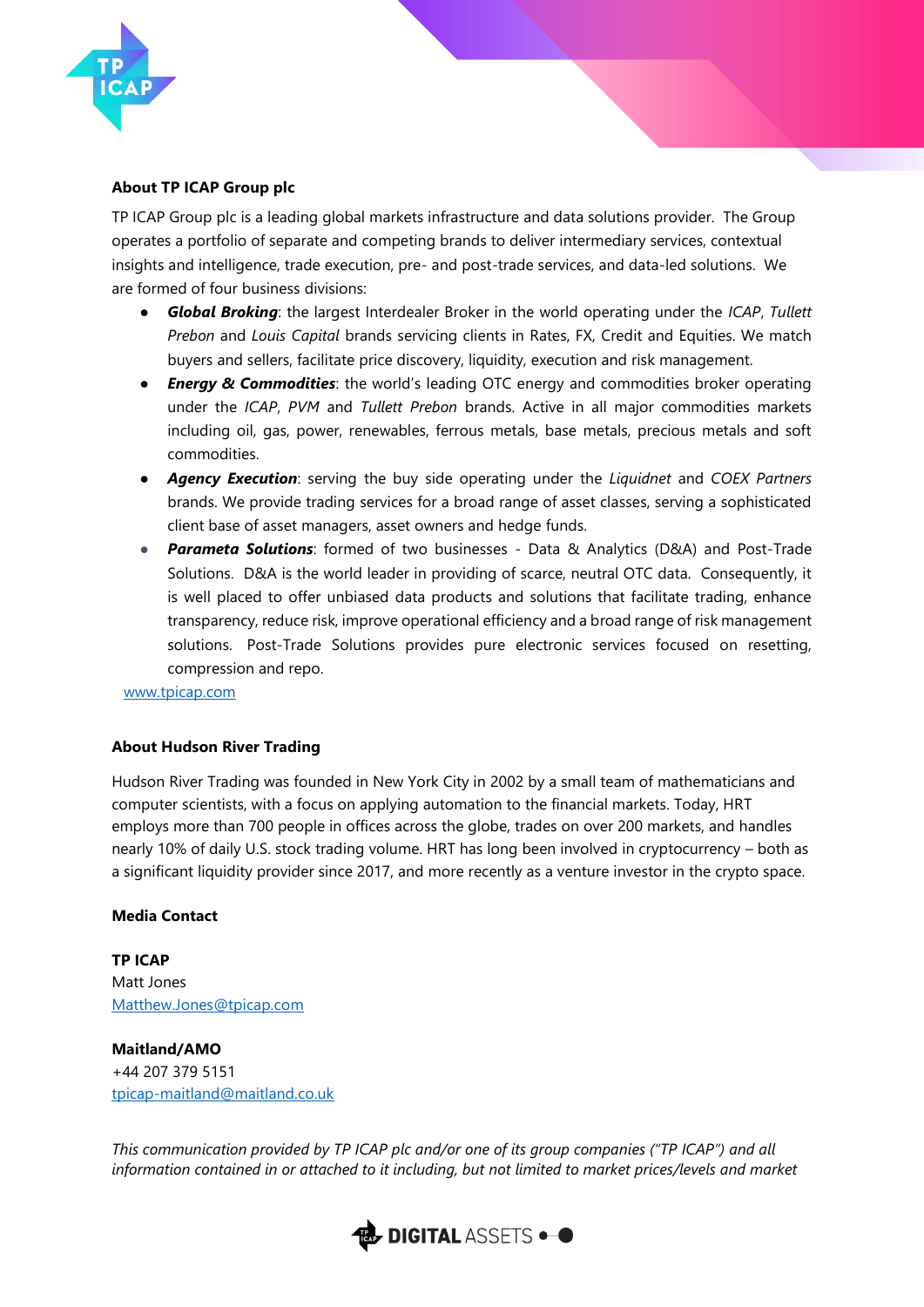## About TP ICAP Group plc

TP ICAP Group plc is a leading global markets infrastructure and data solutions provider. The Group operates a portfolio of separate and competing brands to deliver intermediary services, contextual insights and intelligence, trade execution, pre- and post-trade services, and data-led solutions. We are formed of four business divisions:

- ***Global Broking***: the largest Interdealer Broker in the world operating under the *ICAP*, *Tullett Prebon* and *Louis Capital* brands servicing clients in Rates, FX, Credit and Equities. We match buyers and sellers, facilitate price discovery, liquidity, execution and risk management.
- ***Energy & Commodities***: the world's leading OTC energy and commodities broker operating under the *ICAP*, *PVM* and *Tullett Prebon* brands. Active in all major commodities markets including oil, gas, power, renewables, ferrous metals, base metals, precious metals and soft commodities.
- ***Agency Execution***: serving the buy side operating under the *Liquidnet* and *COEX Partners* brands. We provide trading services for a broad range of asset classes, serving a sophisticated client base of asset managers, asset owners and hedge funds.
- ***Parameta Solutions***: formed of two businesses - Data & Analytics (D&A) and Post-Trade Solutions. D&A is the world leader in providing of scarce, neutral OTC data. Consequently, it is well placed to offer unbiased data products and solutions that facilitate trading, enhance transparency, reduce risk, improve operational efficiency and a broad range of risk management solutions. Post-Trade Solutions provides pure electronic services focused on resetting, compression and repo.

www.tpicap.com

## About Hudson River Trading

Hudson River Trading was founded in New York City in 2002 by a small team of mathematicians and computer scientists, with a focus on applying automation to the financial markets. Today, HRT employs more than 700 people in offices across the globe, trades on over 200 markets, and handles nearly 10% of daily U.S. stock trading volume. HRT has long been involved in cryptocurrency – both as a significant liquidity provider since 2017, and more recently as a venture investor in the crypto space.

## Media Contact

**TP ICAP**
Matt Jones
Matthew.Jones@tpicap.com

**Maitland/AMO**
+44 207 379 5151
tpicap-maitland@maitland.co.uk

*This communication provided by TP ICAP plc and/or one of its group companies ("TP ICAP") and all information contained in or attached to it including, but not limited to market prices/levels and market*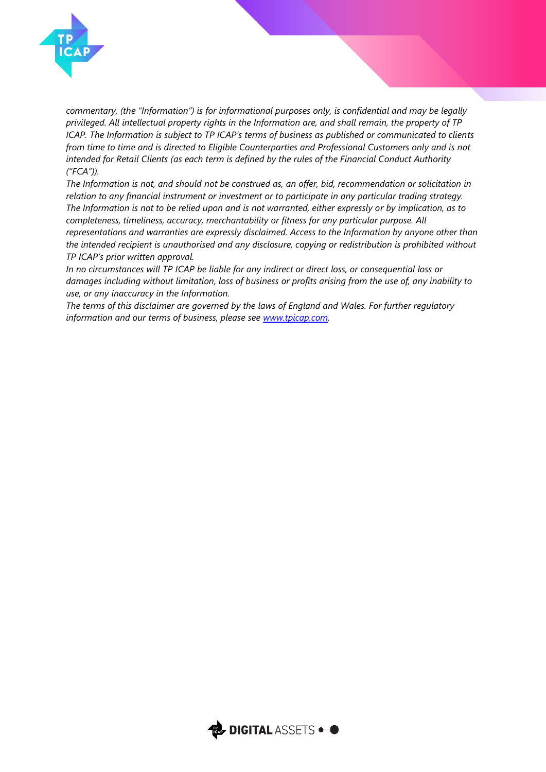*commentary, (the "Information") is for informational purposes only, is confidential and may be legally privileged. All intellectual property rights in the Information are, and shall remain, the property of TP ICAP. The Information is subject to TP ICAP's terms of business as published or communicated to clients from time to time and is directed to Eligible Counterparties and Professional Customers only and is not intended for Retail Clients (as each term is defined by the rules of the Financial Conduct Authority ("FCA")).*

*The Information is not, and should not be construed as, an offer, bid, recommendation or solicitation in relation to any financial instrument or investment or to participate in any particular trading strategy. The Information is not to be relied upon and is not warranted, either expressly or by implication, as to completeness, timeliness, accuracy, merchantability or fitness for any particular purpose. All representations and warranties are expressly disclaimed. Access to the Information by anyone other than the intended recipient is unauthorised and any disclosure, copying or redistribution is prohibited without TP ICAP's prior written approval.*

*In no circumstances will TP ICAP be liable for any indirect or direct loss, or consequential loss or damages including without limitation, loss of business or profits arising from the use of, any inability to use, or any inaccuracy in the Information.*

*The terms of this disclaimer are governed by the laws of England and Wales. For further regulatory information and our terms of business, please see [www.tpicap.com](http://www.tpicap.com).*